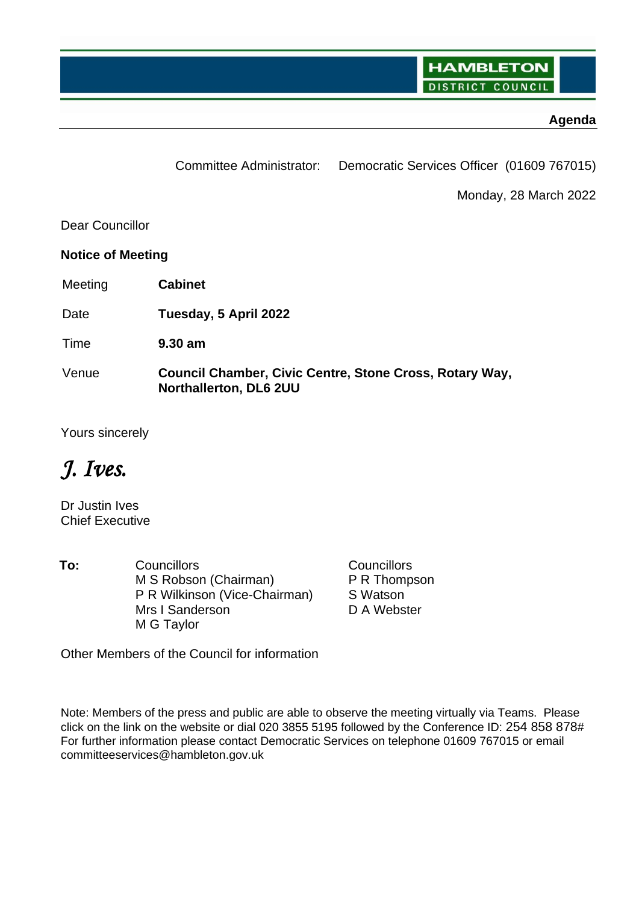HAMBLETON DISTRICT COUNCIL

**Agenda**

Committee Administrator: Democratic Services Officer (01609 767015)

Monday, 28 March 2022

Dear Councillor

**Notice of Meeting**

| | |
|---|---|
| Meeting | **Cabinet** |
| Date | **Tuesday, 5 April 2022** |
| Time | **9.30 am** |
| Venue | **Council Chamber, Civic Centre, Stone Cross, Rotary Way, Northallerton, DL6 2UU** |

Yours sincerely

*J. Ives.*

Dr Justin Ives
Chief Executive

**To:**

Councillors
M S Robson (Chairman)
P R Wilkinson (Vice-Chairman)
Mrs I Sanderson
M G Taylor

Councillors
P R Thompson
S Watson
D A Webster

Other Members of the Council for information

Note: Members of the press and public are able to observe the meeting virtually via Teams. Please click on the link on the website or dial 020 3855 5195 followed by the Conference ID: 254 858 878#
For further information please contact Democratic Services on telephone 01609 767015 or email committeeservices@hambleton.gov.uk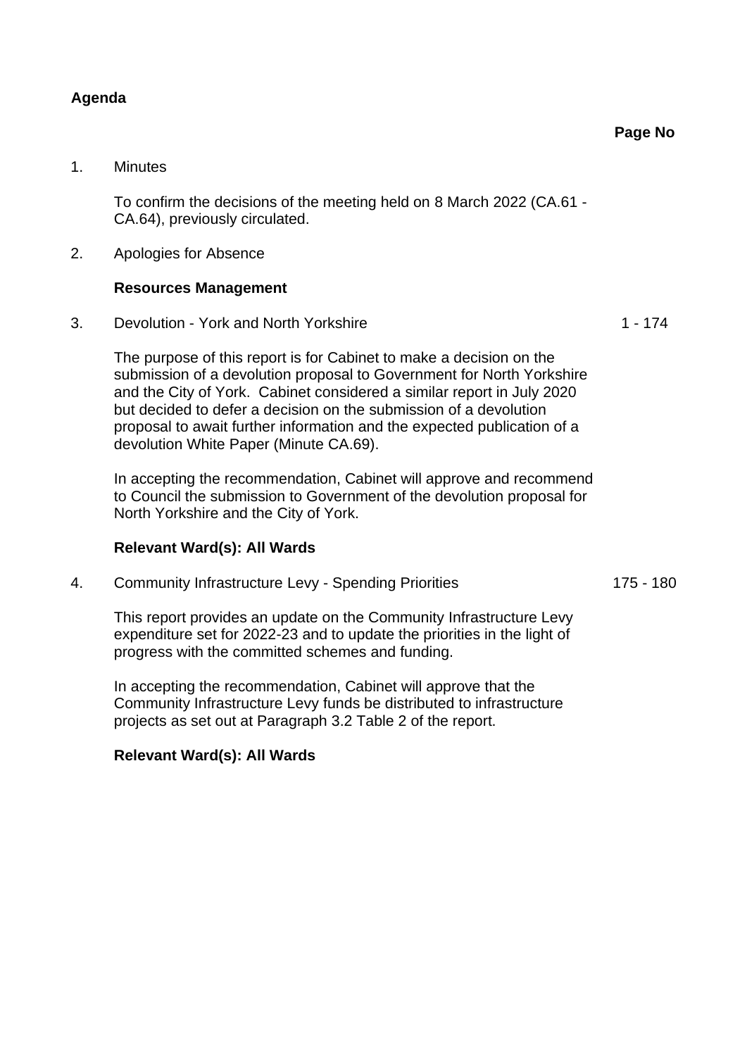**Agenda**

**Page No**

1. Minutes

   To confirm the decisions of the meeting held on 8 March 2022 (CA.61 - CA.64), previously circulated.

2. Apologies for Absence

   **Resources Management**

3. Devolution - York and North Yorkshire — 1 - 174

   The purpose of this report is for Cabinet to make a decision on the submission of a devolution proposal to Government for North Yorkshire and the City of York. Cabinet considered a similar report in July 2020 but decided to defer a decision on the submission of a devolution proposal to await further information and the expected publication of a devolution White Paper (Minute CA.69).

   In accepting the recommendation, Cabinet will approve and recommend to Council the submission to Government of the devolution proposal for North Yorkshire and the City of York.

   **Relevant Ward(s): All Wards**

4. Community Infrastructure Levy - Spending Priorities — 175 - 180

   This report provides an update on the Community Infrastructure Levy expenditure set for 2022-23 and to update the priorities in the light of progress with the committed schemes and funding.

   In accepting the recommendation, Cabinet will approve that the Community Infrastructure Levy funds be distributed to infrastructure projects as set out at Paragraph 3.2 Table 2 of the report.

   **Relevant Ward(s): All Wards**